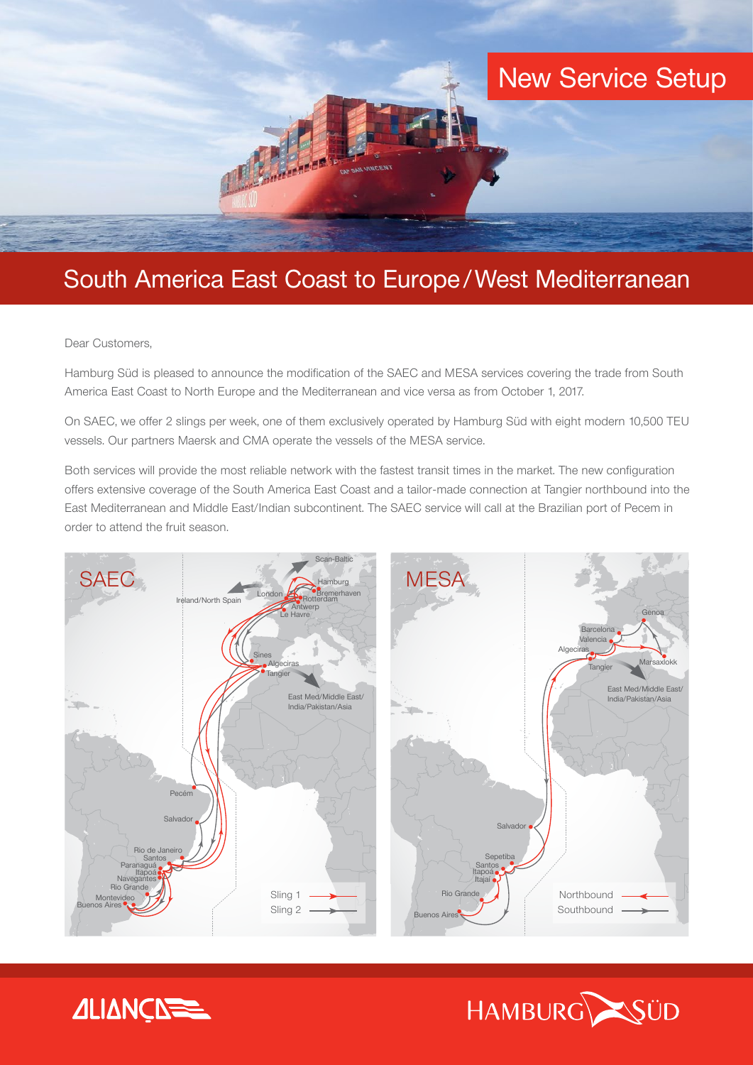# New Service Setup

## South America East Coast to Europe / West Mediterranean

Dear Customers,

Hamburg Süd is pleased to announce the modification of the SAEC and MESA services covering the trade from South America East Coast to North Europe and the Mediterranean and vice versa as from October 1, 2017.

On SAEC, we offer 2 slings per week, one of them exclusively operated by Hamburg Süd with eight modern 10,500 TEU vessels. Our partners Maersk and CMA operate the vessels of the MESA service.

Both services will provide the most reliable network with the fastest transit times in the market. The new configuration offers extensive coverage of the South America East Coast and a tailor-made connection at Tangier northbound into the East Mediterranean and Middle East/Indian subcontinent. The SAEC service will call at the Brazilian port of Pecem in order to attend the fruit season.

**SAEC**

Scan-Baltic, Hamburg, Bremerhaven, Rotterdam, London, Antwerp, Le Havre, Ireland/North Spain, Sines, Algeciras, Tangier, East Med/Middle East/ India/Pakistan/Asia, Pecém, Salvador, Rio de Janeiro, Santos, Paranaguá, Itapoá, Navegantes, Rio Grande, Montevideo, Buenos Aires

Sling 1
Sling 2

**MESA**

Genoa, Barcelona, Valencia, Algeciras, Tangier, Marsaxlokk, East Med/Middle East/ India/Pakistan/Asia, Salvador, Sepetiba, Santos, Itapoá, Itajai, Rio Grande, Buenos Aires

Northbound
Southbound

ALIANÇA

HAMBURG SÜD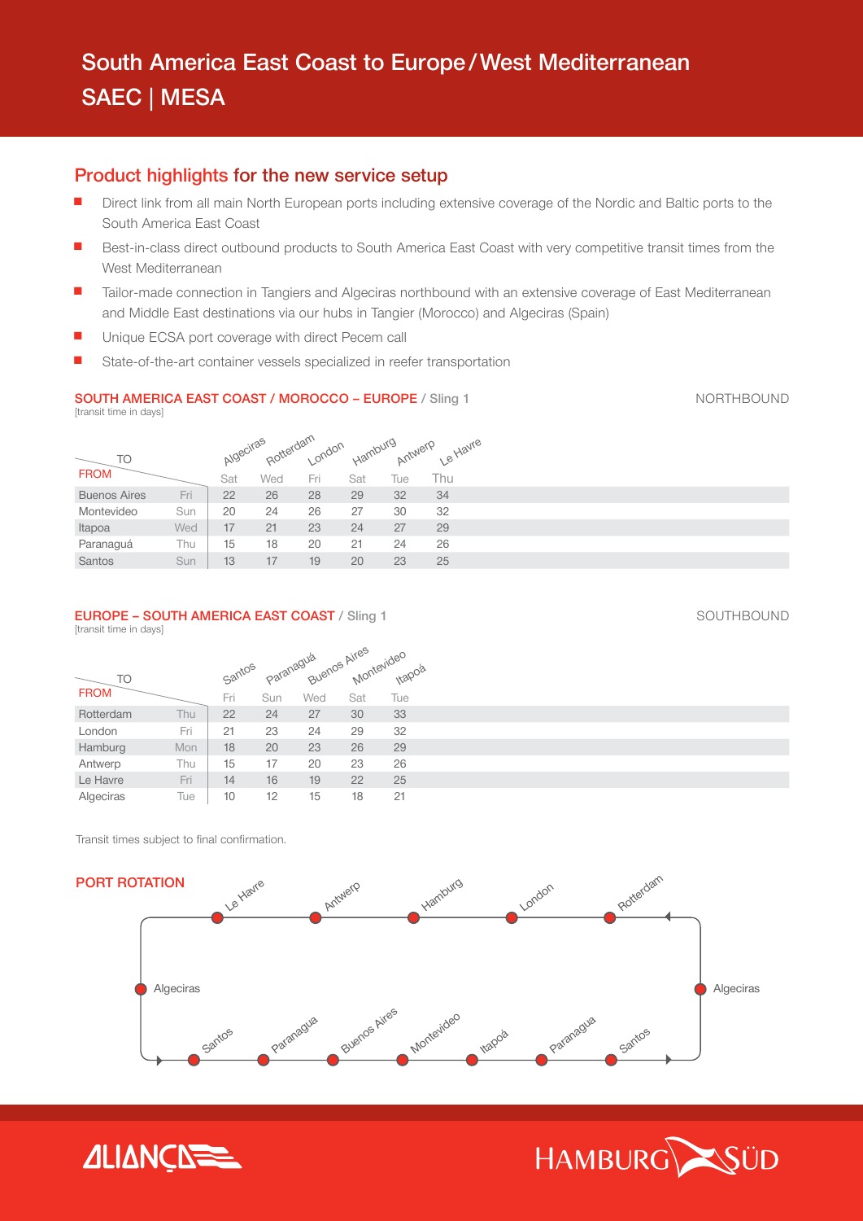# South America East Coast to Europe / West Mediterranean

## SAEC | MESA

## Product highlights for the new service setup

- Direct link from all main North European ports including extensive coverage of the Nordic and Baltic ports to the South America East Coast
- Best-in-class direct outbound products to South America East Coast with very competitive transit times from the West Mediterranean
- Tailor-made connection in Tangiers and Algeciras northbound with an extensive coverage of East Mediterranean and Middle East destinations via our hubs in Tangier (Morocco) and Algeciras (Spain)
- Unique ECSA port coverage with direct Pecem call
- State-of-the-art container vessels specialized in reefer transportation

### SOUTH AMERICA EAST COAST / MOROCCO – EUROPE / Sling 1

NORTHBOUND

[transit time in days]

| FROM \ TO | | Algeciras | Rotterdam | London | Hamburg | Antwerp | Le Havre |
|---|---|---|---|---|---|---|---|
| | | Sat | Wed | Fri | Sat | Tue | Thu |
| Buenos Aires | Fri | 22 | 26 | 28 | 29 | 32 | 34 |
| Montevideo | Sun | 20 | 24 | 26 | 27 | 30 | 32 |
| Itapoa | Wed | 17 | 21 | 23 | 24 | 27 | 29 |
| Paranaguá | Thu | 15 | 18 | 20 | 21 | 24 | 26 |
| Santos | Sun | 13 | 17 | 19 | 20 | 23 | 25 |

### EUROPE – SOUTH AMERICA EAST COAST / Sling 1

SOUTHBOUND

[transit time in days]

| FROM \ TO | | Santos | Paranaguá | Buenos Aires | Montevideo | Itapoá |
|---|---|---|---|---|---|---|
| | | Fri | Sun | Wed | Sat | Tue |
| Rotterdam | Thu | 22 | 24 | 27 | 30 | 33 |
| London | Fri | 21 | 23 | 24 | 29 | 32 |
| Hamburg | Mon | 18 | 20 | 23 | 26 | 29 |
| Antwerp | Thu | 15 | 17 | 20 | 23 | 26 |
| Le Havre | Fri | 14 | 16 | 19 | 22 | 25 |
| Algeciras | Tue | 10 | 12 | 15 | 18 | 21 |

Transit times subject to final confirmation.

### PORT ROTATION

Le Havre – Antwerp – Hamburg – London – Rotterdam – Algeciras – Santos – Paranagua – Itapoá – Montevideo – Buenos Aires – Paranagua – Santos – Algeciras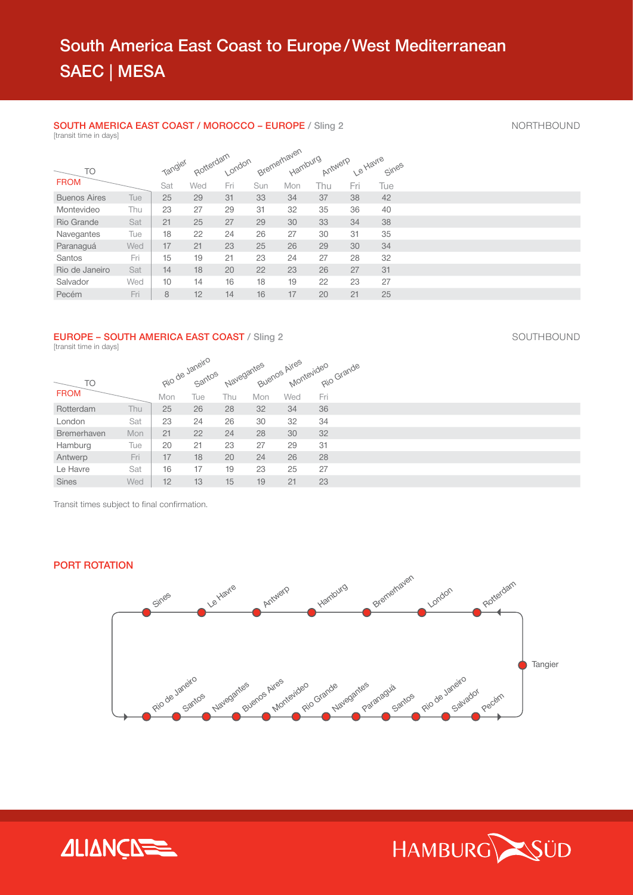# South America East Coast to Europe / West Mediterranean

## SAEC | MESA

### SOUTH AMERICA EAST COAST / MOROCCO – EUROPE / Sling 2

NORTHBOUND

[transit time in days]

| FROM \ TO | | Tangier | Rotterdam | London | Bremerhaven | Hamburg | Antwerp | Le Havre | Sines |
|---|---|---|---|---|---|---|---|---|---|
| | | Sat | Wed | Fri | Sun | Mon | Thu | Fri | Tue |
| Buenos Aires | Tue | 25 | 29 | 31 | 33 | 34 | 37 | 38 | 42 |
| Montevideo | Thu | 23 | 27 | 29 | 31 | 32 | 35 | 36 | 40 |
| Rio Grande | Sat | 21 | 25 | 27 | 29 | 30 | 33 | 34 | 38 |
| Navegantes | Tue | 18 | 22 | 24 | 26 | 27 | 30 | 31 | 35 |
| Paranaguá | Wed | 17 | 21 | 23 | 25 | 26 | 29 | 30 | 34 |
| Santos | Fri | 15 | 19 | 21 | 23 | 24 | 27 | 28 | 32 |
| Rio de Janeiro | Sat | 14 | 18 | 20 | 22 | 23 | 26 | 27 | 31 |
| Salvador | Wed | 10 | 14 | 16 | 18 | 19 | 22 | 23 | 27 |
| Pecém | Fri | 8 | 12 | 14 | 16 | 17 | 20 | 21 | 25 |

### EUROPE – SOUTH AMERICA EAST COAST / Sling 2

SOUTHBOUND

[transit time in days]

| FROM \ TO | | Rio de Janeiro | Santos | Navegantes | Buenos Aires | Montevideo | Rio Grande |
|---|---|---|---|---|---|---|---|
| | | Mon | Tue | Thu | Mon | Wed | Fri |
| Rotterdam | Thu | 25 | 26 | 28 | 32 | 34 | 36 |
| London | Sat | 23 | 24 | 26 | 30 | 32 | 34 |
| Bremerhaven | Mon | 21 | 22 | 24 | 28 | 30 | 32 |
| Hamburg | Tue | 20 | 21 | 23 | 27 | 29 | 31 |
| Antwerp | Fri | 17 | 18 | 20 | 24 | 26 | 28 |
| Le Havre | Sat | 16 | 17 | 19 | 23 | 25 | 27 |
| Sines | Wed | 12 | 13 | 15 | 19 | 21 | 23 |

Transit times subject to final confirmation.

### PORT ROTATION

Sines – Le Havre – Antwerp – Hamburg – Bremerhaven – London – Rotterdam

Tangier

Rio de Janeiro – Santos – Navegantes – Buenos Aires – Montevideo – Rio Grande – Navegantes – Paranaguá – Santos – Rio de Janeiro – Salvador – Pecém

ALIANÇA

HAMBURG SÜD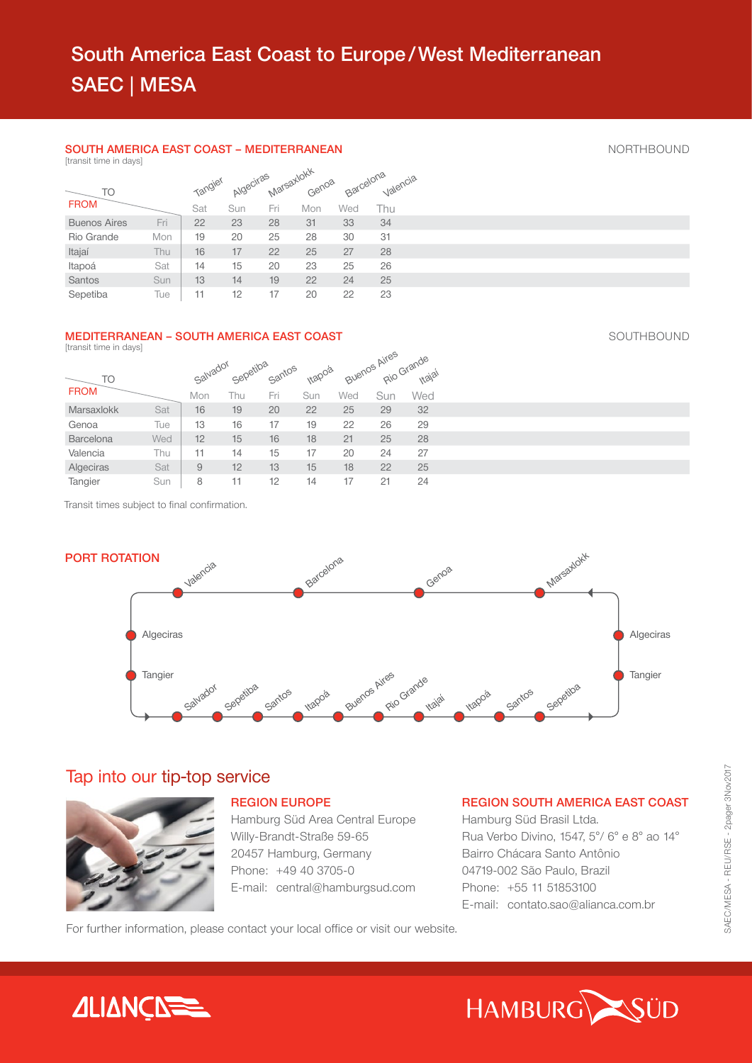# South America East Coast to Europe/West Mediterranean

# SAEC | MESA

## SOUTH AMERICA EAST COAST – MEDITERRANEAN

NORTHBOUND

[transit time in days]

| FROM / TO | | Tangier Sat | Algeciras Sun | Marsaxlokk Fri | Genoa Mon | Barcelona Wed | Valencia Thu |
|---|---|---|---|---|---|---|---|
| Buenos Aires | Fri | 22 | 23 | 28 | 31 | 33 | 34 |
| Rio Grande | Mon | 19 | 20 | 25 | 28 | 30 | 31 |
| Itajaí | Thu | 16 | 17 | 22 | 25 | 27 | 28 |
| Itapoá | Sat | 14 | 15 | 20 | 23 | 25 | 26 |
| Santos | Sun | 13 | 14 | 19 | 22 | 24 | 25 |
| Sepetiba | Tue | 11 | 12 | 17 | 20 | 22 | 23 |

## MEDITERRANEAN – SOUTH AMERICA EAST COAST

SOUTHBOUND

[transit time in days]

| FROM / TO | | Salvador Mon | Sepetiba Thu | Santos Fri | Itapoá Sun | Buenos Aires Wed | Rio Grande Sun | Itajaí Wed |
|---|---|---|---|---|---|---|---|---|
| Marsaxlokk | Sat | 16 | 19 | 20 | 22 | 25 | 29 | 32 |
| Genoa | Tue | 13 | 16 | 17 | 19 | 22 | 26 | 29 |
| Barcelona | Wed | 12 | 15 | 16 | 18 | 21 | 25 | 28 |
| Valencia | Thu | 11 | 14 | 15 | 17 | 20 | 24 | 27 |
| Algeciras | Sat | 9 | 12 | 13 | 15 | 18 | 22 | 25 |
| Tangier | Sun | 8 | 11 | 12 | 14 | 17 | 21 | 24 |

Transit times subject to final confirmation.

## PORT ROTATION

Valencia
Barcelona
Genoa
Marsaxlokk
Algeciras
Tangier
Algeciras
Tangier
Salvador
Sepetiba
Santos
Itapoá
Buenos Aires
Rio Grande
Itajaí
Itapoá
Santos
Sepetiba

## Tap into our tip-top service

### REGION EUROPE

Hamburg Süd Area Central Europe
Willy-Brandt-Straße 59-65
20457 Hamburg, Germany
Phone: +49 40 3705-0
E-mail: central@hamburgsud.com

### REGION SOUTH AMERICA EAST COAST

Hamburg Süd Brasil Ltda.
Rua Verbo Divino, 1547, 5°/ 6° e 8° ao 14°
Bairro Chácara Santo Antônio
04719-002 São Paulo, Brazil
Phone: +55 11 51853100
E-mail: contato.sao@alianca.com.br

For further information, please contact your local office or visit our website.

SAEC/MESA - REU/RSE - 2pager 3Nov2017

ALIANÇA

HAMBURG SÜD